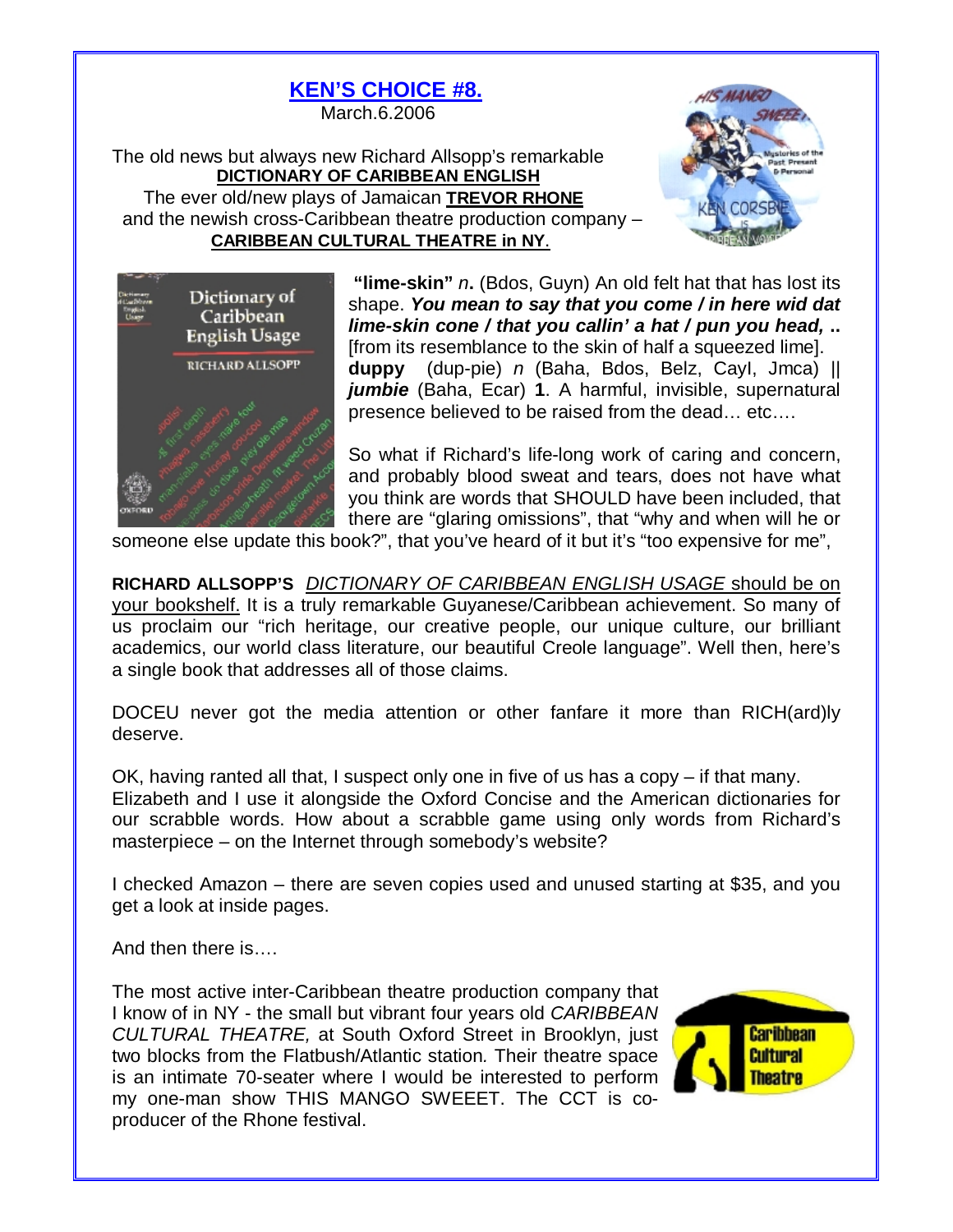# KEN'S CHOICE #8.

March.6.2006

The old news but always new Richard Allsopp's remarkable
**DICTIONARY OF CARIBBEAN ENGLISH**
The ever old/new plays of Jamaican **TREVOR RHONE**
and the newish cross-Caribbean theatre production company –
**CARIBBEAN CULTURAL THEATRE in NY**.

**"lime-skin"** *n***.** (Bdos, Guyn) An old felt hat that has lost its shape. ***You mean to say that you come / in here wid dat lime-skin cone / that you callin' a hat / pun you head,*** **..** [from its resemblance to the skin of half a squeezed lime].
**duppy** (dup-pie) *n* (Baha, Bdos, Belz, Cayl, Jmca) || ***jumbie*** (Baha, Ecar) **1**. A harmful, invisible, supernatural presence believed to be raised from the dead… etc.…

So what if Richard's life-long work of caring and concern, and probably blood sweat and tears, does not have what you think are words that SHOULD have been included, that there are "glaring omissions", that "why and when will he or someone else update this book?", that you've heard of it but it's "too expensive for me",

**RICHARD ALLSOPP'S** *DICTIONARY OF CARIBBEAN ENGLISH USAGE* should be on your bookshelf. It is a truly remarkable Guyanese/Caribbean achievement. So many of us proclaim our "rich heritage, our creative people, our unique culture, our brilliant academics, our world class literature, our beautiful Creole language". Well then, here's a single book that addresses all of those claims.

DOCEU never got the media attention or other fanfare it more than RICH(ard)ly deserve.

OK, having ranted all that, I suspect only one in five of us has a copy – if that many.
Elizabeth and I use it alongside the Oxford Concise and the American dictionaries for our scrabble words. How about a scrabble game using only words from Richard's masterpiece – on the Internet through somebody's website?

I checked Amazon – there are seven copies used and unused starting at $35, and you get a look at inside pages.

And then there is….

The most active inter-Caribbean theatre production company that I know of in NY - the small but vibrant four years old *CARIBBEAN CULTURAL THEATRE,* at South Oxford Street in Brooklyn, just two blocks from the Flatbush/Atlantic station*.* Their theatre space is an intimate 70-seater where I would be interested to perform my one-man show THIS MANGO SWEEET. The CCT is co-producer of the Rhone festival.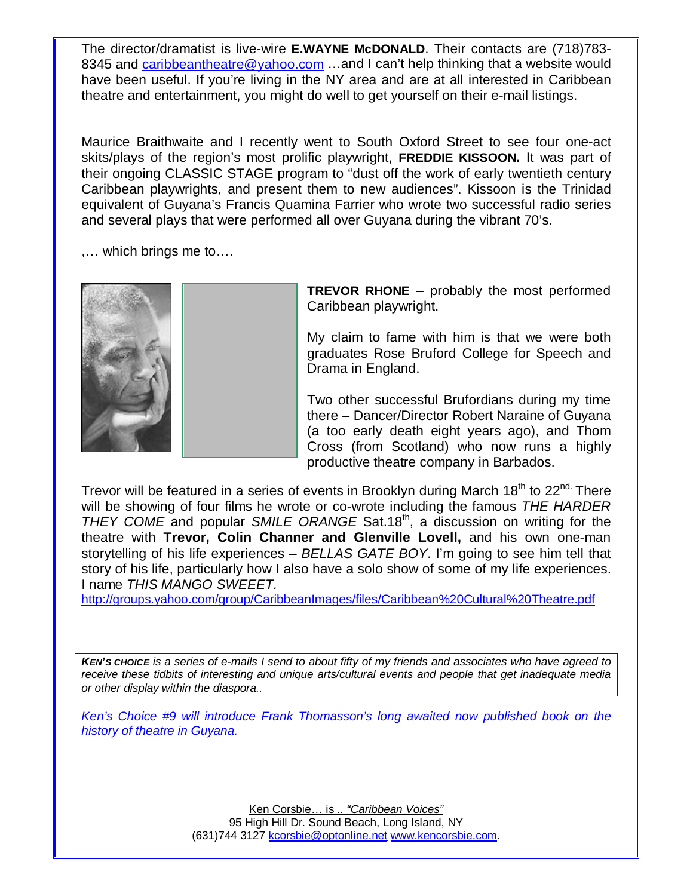The director/dramatist is live-wire **E.WAYNE McDONALD**. Their contacts are (718)783-8345 and caribbeantheatre@yahoo.com …and I can't help thinking that a website would have been useful. If you're living in the NY area and are at all interested in Caribbean theatre and entertainment, you might do well to get yourself on their e-mail listings.

Maurice Braithwaite and I recently went to South Oxford Street to see four one-act skits/plays of the region's most prolific playwright, **FREDDIE KISSOON.** It was part of their ongoing CLASSIC STAGE program to "dust off the work of early twentieth century Caribbean playwrights, and present them to new audiences". Kissoon is the Trinidad equivalent of Guyana's Francis Quamina Farrier who wrote two successful radio series and several plays that were performed all over Guyana during the vibrant 70's.

,… which brings me to….

**TREVOR RHONE** – probably the most performed Caribbean playwright.

My claim to fame with him is that we were both graduates Rose Bruford College for Speech and Drama in England.

Two other successful Brufordians during my time there – Dancer/Director Robert Naraine of Guyana (a too early death eight years ago), and Thom Cross (from Scotland) who now runs a highly productive theatre company in Barbados.

Trevor will be featured in a series of events in Brooklyn during March 18th to 22nd. There will be showing of four films he wrote or co-wrote including the famous *THE HARDER THEY COME* and popular *SMILE ORANGE* Sat.18th, a discussion on writing for the theatre with **Trevor, Colin Channer and Glenville Lovell,** and his own one-man storytelling of his life experiences – *BELLAS GATE BOY*. I'm going to see him tell that story of his life, particularly how I also have a solo show of some of my life experiences. I name *THIS MANGO SWEEET.*
http://groups.yahoo.com/group/CaribbeanImages/files/Caribbean%20Cultural%20Theatre.pdf

***KEN'S CHOICE** is a series of e-mails I send to about fifty of my friends and associates who have agreed to receive these tidbits of interesting and unique arts/cultural events and people that get inadequate media or other display within the diaspora..*

*Ken's Choice #9 will introduce Frank Thomasson's long awaited now published book on the history of theatre in Guyana.*

Ken Corsbie… is .. *"Caribbean Voices"*
95 High Hill Dr. Sound Beach, Long Island, NY
(631)744 3127 kcorsbie@optonline.net www.kencorsbie.com.